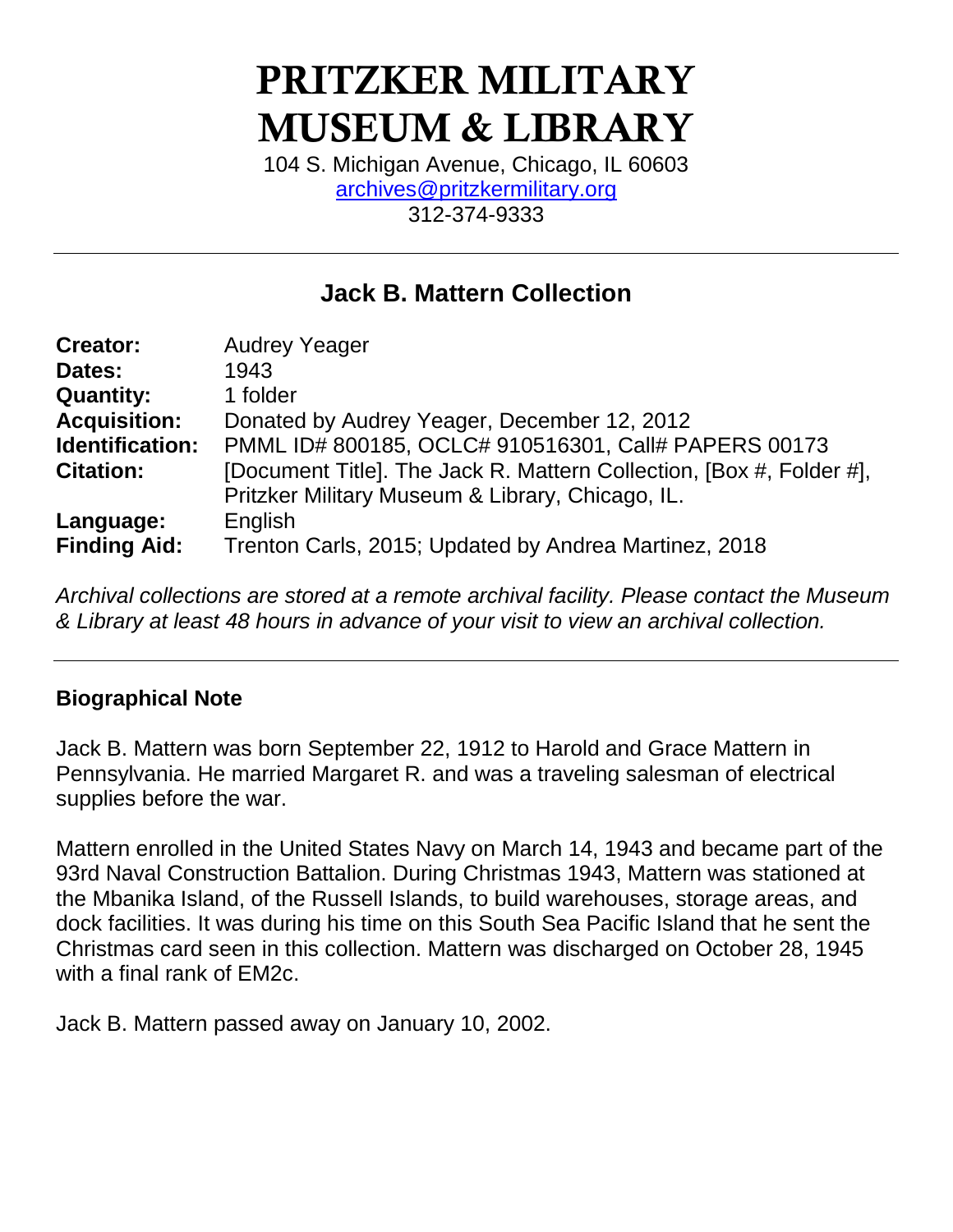# PRITZKER MILITARY MUSEUM & LIBRARY

104 S. Michigan Avenue, Chicago, IL 60603
archives@pritzkermilitary.org
312-374-9333

---

## Jack B. Mattern Collection

| | |
|---|---|
| **Creator:** | Audrey Yeager |
| **Dates:** | 1943 |
| **Quantity:** | 1 folder |
| **Acquisition:** | Donated by Audrey Yeager, December 12, 2012 |
| **Identification:** | PMML ID# 800185, OCLC# 910516301, Call# PAPERS 00173 |
| **Citation:** | [Document Title]. The Jack R. Mattern Collection, [Box #, Folder #], Pritzker Military Museum & Library, Chicago, IL. |
| **Language:** | English |
| **Finding Aid:** | Trenton Carls, 2015; Updated by Andrea Martinez, 2018 |

*Archival collections are stored at a remote archival facility. Please contact the Museum & Library at least 48 hours in advance of your visit to view an archival collection.*

---

### Biographical Note

Jack B. Mattern was born September 22, 1912 to Harold and Grace Mattern in Pennsylvania. He married Margaret R. and was a traveling salesman of electrical supplies before the war.

Mattern enrolled in the United States Navy on March 14, 1943 and became part of the 93rd Naval Construction Battalion. During Christmas 1943, Mattern was stationed at the Mbanika Island, of the Russell Islands, to build warehouses, storage areas, and dock facilities. It was during his time on this South Sea Pacific Island that he sent the Christmas card seen in this collection. Mattern was discharged on October 28, 1945 with a final rank of EM2c.

Jack B. Mattern passed away on January 10, 2002.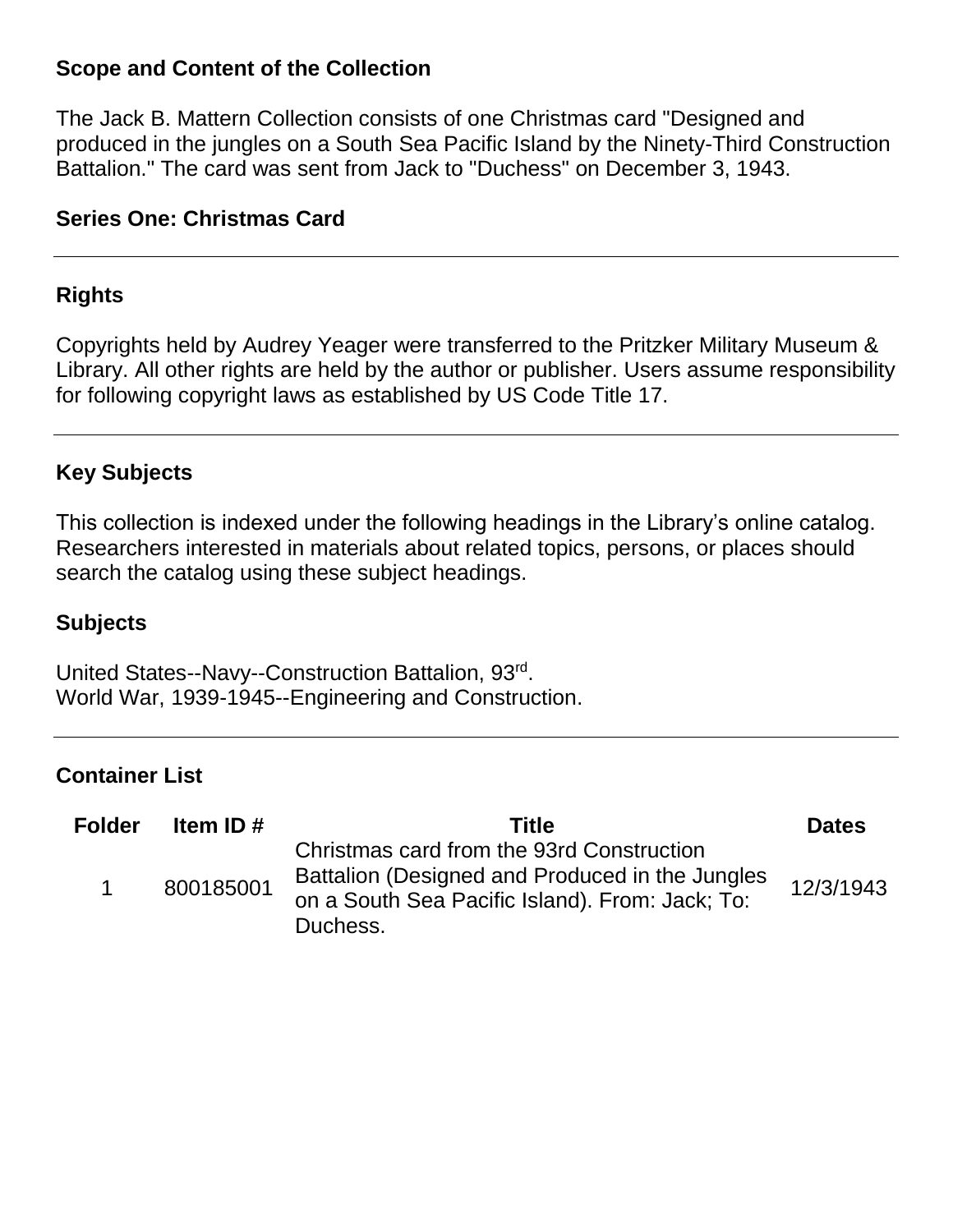## Scope and Content of the Collection

The Jack B. Mattern Collection consists of one Christmas card "Designed and produced in the jungles on a South Sea Pacific Island by the Ninety-Third Construction Battalion." The card was sent from Jack to "Duchess" on December 3, 1943.

### Series One: Christmas Card

---

## Rights

Copyrights held by Audrey Yeager were transferred to the Pritzker Military Museum & Library. All other rights are held by the author or publisher. Users assume responsibility for following copyright laws as established by US Code Title 17.

---

## Key Subjects

This collection is indexed under the following headings in the Library's online catalog. Researchers interested in materials about related topics, persons, or places should search the catalog using these subject headings.

### Subjects

United States--Navy--Construction Battalion, 93rd.
World War, 1939-1945--Engineering and Construction.

---

## Container List

| Folder | Item ID # | Title | Dates |
|---|---|---|---|
| 1 | 800185001 | Christmas card from the 93rd Construction Battalion (Designed and Produced in the Jungles on a South Sea Pacific Island). From: Jack; To: Duchess. | 12/3/1943 |